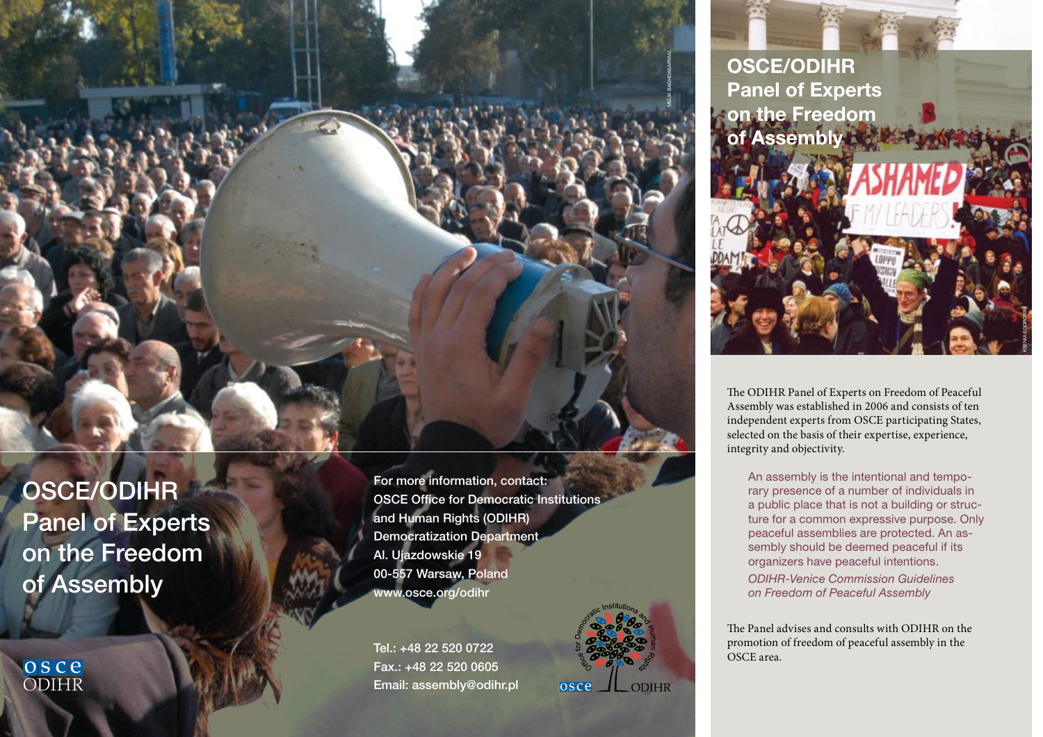# OSCE/ODIHR Panel of Experts on the Freedom of Assembly

For more information, contact:
OSCE Office for Democratic Institutions and Human Rights (ODIHR)
Democratization Department
Al. Ujazdowskie 19
00-557 Warsaw, Poland
www.osce.org/odihr

Tel.: +48 22 520 0722
Fax.: +48 22 520 0605
Email: assembly@odihr.pl

# OSCE/ODIHR Panel of Experts on the Freedom of Assembly

The ODIHR Panel of Experts on Freedom of Peaceful Assembly was established in 2006 and consists of ten independent experts from OSCE participating States, selected on the basis of their expertise, experience, integrity and objectivity.

> An assembly is the intentional and temporary presence of a number of individuals in a public place that is not a building or structure for a common expressive purpose. Only peaceful assemblies are protected. An assembly should be deemed peaceful if its organizers have peaceful intentions.
>
> *ODIHR-Venice Commission Guidelines on Freedom of Peaceful Assembly*

The Panel advises and consults with ODIHR on the promotion of freedom of peaceful assembly in the OSCE area.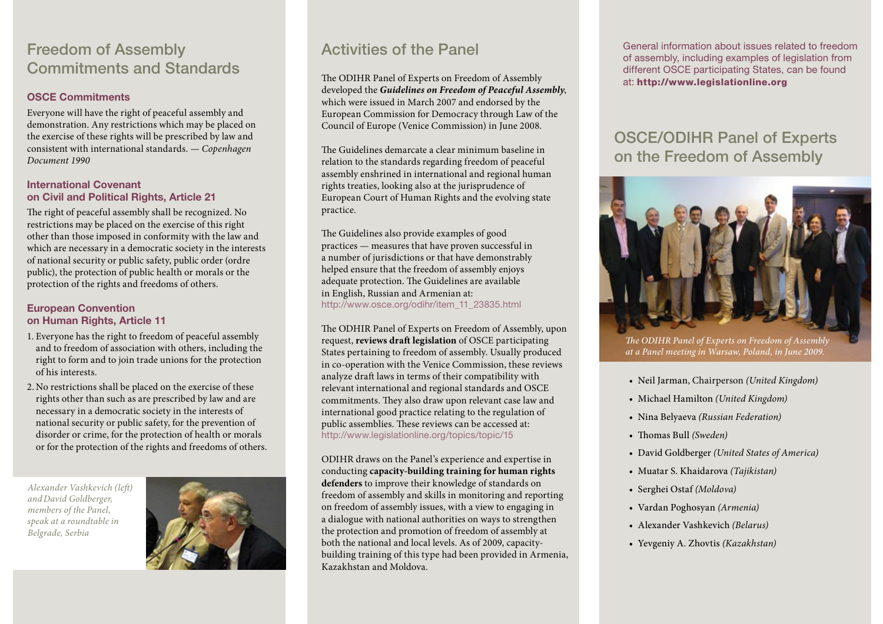## Freedom of Assembly Commitments and Standards

### OSCE Commitments

Everyone will have the right of peaceful assembly and demonstration. Any restrictions which may be placed on the exercise of these rights will be prescribed by law and consistent with international standards. — *Copenhagen Document 1990*

### International Covenant on Civil and Political Rights, Article 21

The right of peaceful assembly shall be recognized. No restrictions may be placed on the exercise of this right other than those imposed in conformity with the law and which are necessary in a democratic society in the interests of national security or public safety, public order (ordre public), the protection of public health or morals or the protection of the rights and freedoms of others.

### European Convention on Human Rights, Article 11

1. Everyone has the right to freedom of peaceful assembly and to freedom of association with others, including the right to form and to join trade unions for the protection of his interests.
2. No restrictions shall be placed on the exercise of these rights other than such as are prescribed by law and are necessary in a democratic society in the interests of national security or public safety, for the prevention of disorder or crime, for the protection of health or morals or for the protection of the rights and freedoms of others.

*Alexander Vashkevich (left) and David Goldberger, members of the Panel, speak at a roundtable in Belgrade, Serbia*

## Activities of the Panel

The ODIHR Panel of Experts on Freedom of Assembly developed the ***Guidelines on Freedom of Peaceful Assembly***, which were issued in March 2007 and endorsed by the European Commission for Democracy through Law of the Council of Europe (Venice Commission) in June 2008.

The Guidelines demarcate a clear minimum baseline in relation to the standards regarding freedom of peaceful assembly enshrined in international and regional human rights treaties, looking also at the jurisprudence of European Court of Human Rights and the evolving state practice.

The Guidelines also provide examples of good practices — measures that have proven successful in a number of jurisdictions or that have demonstrably helped ensure that the freedom of assembly enjoys adequate protection. The Guidelines are available in English, Russian and Armenian at: http://www.osce.org/odihr/item_11_23835.html

The ODIHR Panel of Experts on Freedom of Assembly, upon request, **reviews draft legislation** of OSCE participating States pertaining to freedom of assembly. Usually produced in co-operation with the Venice Commission, these reviews analyze draft laws in terms of their compatibility with relevant international and regional standards and OSCE commitments. They also draw upon relevant case law and international good practice relating to the regulation of public assemblies. These reviews can be accessed at: http://www.legislationline.org/topics/topic/15

ODIHR draws on the Panel's experience and expertise in conducting **capacity-building training for human rights defenders** to improve their knowledge of standards on freedom of assembly and skills in monitoring and reporting on freedom of assembly issues, with a view to engaging in a dialogue with national authorities on ways to strengthen the protection and promotion of freedom of assembly at both the national and local levels. As of 2009, capacity-building training of this type had been provided in Armenia, Kazakhstan and Moldova.

General information about issues related to freedom of assembly, including examples of legislation from different OSCE participating States, can be found at: **http://www.legislationline.org**

## OSCE/ODIHR Panel of Experts on the Freedom of Assembly

*The ODIHR Panel of Experts on Freedom of Assembly at a Panel meeting in Warsaw, Poland, in June 2009.*

- Neil Jarman, Chairperson *(United Kingdom)*
- Michael Hamilton *(United Kingdom)*
- Nina Belyaeva *(Russian Federation)*
- Thomas Bull *(Sweden)*
- David Goldberger *(United States of America)*
- Muatar S. Khaidarova *(Tajikistan)*
- Serghei Ostaf *(Moldova)*
- Vardan Poghosyan *(Armenia)*
- Alexander Vashkevich *(Belarus)*
- Yevgeniy A. Zhovtis *(Kazakhstan)*